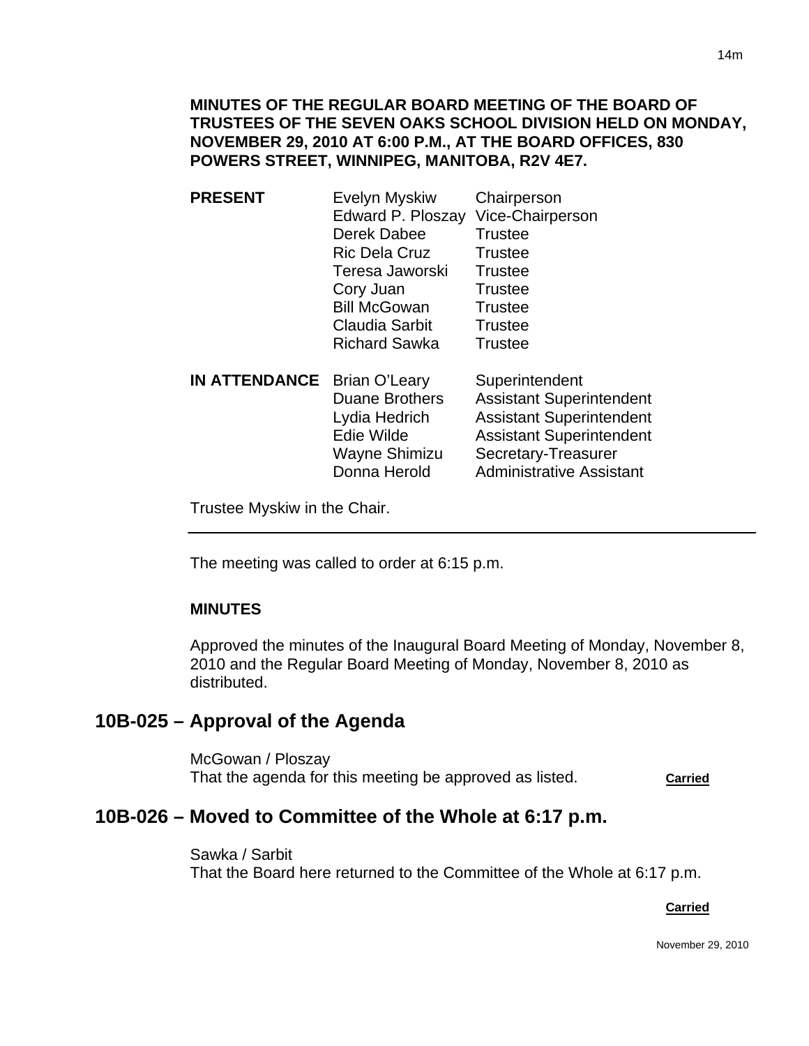**MINUTES OF THE REGULAR BOARD MEETING OF THE BOARD OF TRUSTEES OF THE SEVEN OAKS SCHOOL DIVISION HELD ON MONDAY, NOVEMBER 29, 2010 AT 6:00 P.M., AT THE BOARD OFFICES, 830 POWERS STREET, WINNIPEG, MANITOBA, R2V 4E7.**

| | | |
|---|---|---|
| **PRESENT** | Evelyn Myskiw | Chairperson |
| | Edward P. Ploszay | Vice-Chairperson |
| | Derek Dabee | Trustee |
| | Ric Dela Cruz | Trustee |
| | Teresa Jaworski | Trustee |
| | Cory Juan | Trustee |
| | Bill McGowan | Trustee |
| | Claudia Sarbit | Trustee |
| | Richard Sawka | Trustee |
| **IN ATTENDANCE** | Brian O'Leary | Superintendent |
| | Duane Brothers | Assistant Superintendent |
| | Lydia Hedrich | Assistant Superintendent |
| | Edie Wilde | Assistant Superintendent |
| | Wayne Shimizu | Secretary-Treasurer |
| | Donna Herold | Administrative Assistant |

Trustee Myskiw in the Chair.

---

The meeting was called to order at 6:15 p.m.

**MINUTES**

Approved the minutes of the Inaugural Board Meeting of Monday, November 8, 2010 and the Regular Board Meeting of Monday, November 8, 2010 as distributed.

## 10B-025 – Approval of the Agenda

McGowan / Ploszay
That the agenda for this meeting be approved as listed. **Carried**

## 10B-026 – Moved to Committee of the Whole at 6:17 p.m.

Sawka / Sarbit
That the Board here returned to the Committee of the Whole at 6:17 p.m.

**Carried**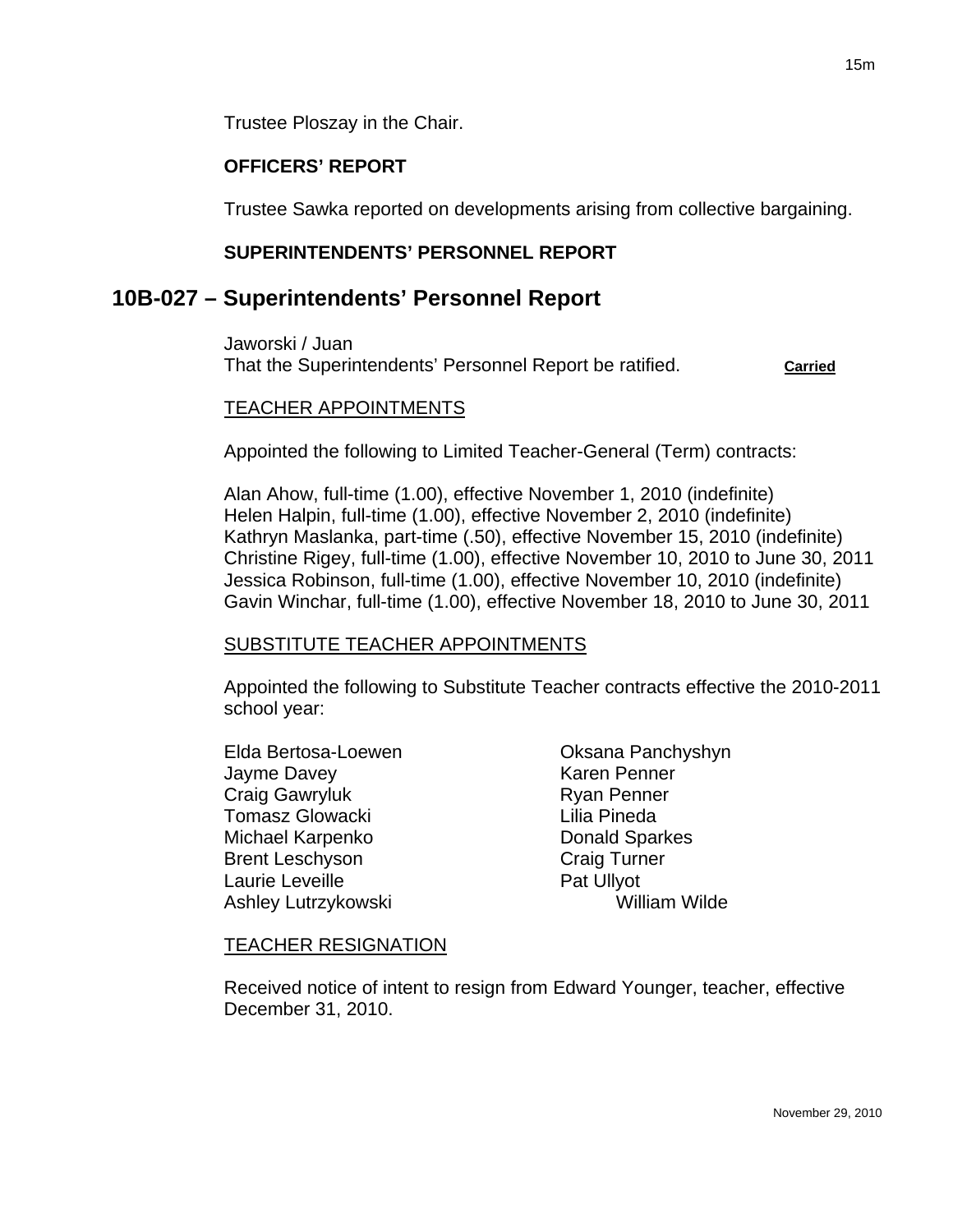Trustee Ploszay in the Chair.

**OFFICERS' REPORT**

Trustee Sawka reported on developments arising from collective bargaining.

**SUPERINTENDENTS' PERSONNEL REPORT**

## 10B-027 – Superintendents' Personnel Report

Jaworski / Juan
That the Superintendents' Personnel Report be ratified. **Carried**

TEACHER APPOINTMENTS

Appointed the following to Limited Teacher-General (Term) contracts:

Alan Ahow, full-time (1.00), effective November 1, 2010 (indefinite)
Helen Halpin, full-time (1.00), effective November 2, 2010 (indefinite)
Kathryn Maslanka, part-time (.50), effective November 15, 2010 (indefinite)
Christine Rigey, full-time (1.00), effective November 10, 2010 to June 30, 2011
Jessica Robinson, full-time (1.00), effective November 10, 2010 (indefinite)
Gavin Winchar, full-time (1.00), effective November 18, 2010 to June 30, 2011

SUBSTITUTE TEACHER APPOINTMENTS

Appointed the following to Substitute Teacher contracts effective the 2010-2011 school year:

Elda Bertosa-Loewen
Jayme Davey
Craig Gawryluk
Tomasz Glowacki
Michael Karpenko
Brent Leschyson
Laurie Leveille
Ashley Lutrzykowski
Oksana Panchyshyn
Karen Penner
Ryan Penner
Lilia Pineda
Donald Sparkes
Craig Turner
Pat Ullyot
William Wilde

TEACHER RESIGNATION

Received notice of intent to resign from Edward Younger, teacher, effective December 31, 2010.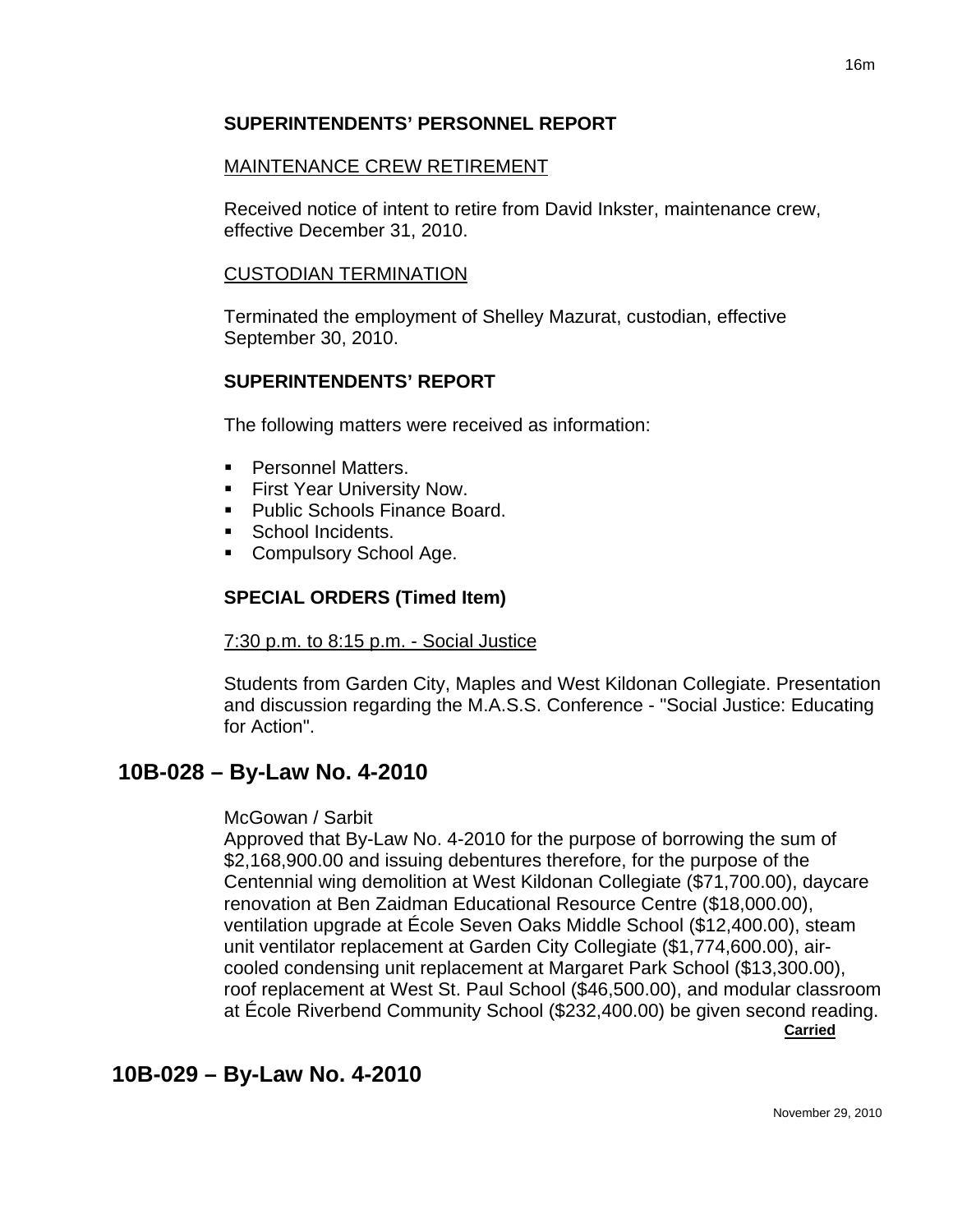**SUPERINTENDENTS' PERSONNEL REPORT**

MAINTENANCE CREW RETIREMENT

Received notice of intent to retire from David Inkster, maintenance crew, effective December 31, 2010.

CUSTODIAN TERMINATION

Terminated the employment of Shelley Mazurat, custodian, effective September 30, 2010.

**SUPERINTENDENTS' REPORT**

The following matters were received as information:

- Personnel Matters.
- First Year University Now.
- Public Schools Finance Board.
- School Incidents.
- Compulsory School Age.

**SPECIAL ORDERS (Timed Item)**

7:30 p.m. to 8:15 p.m. - Social Justice

Students from Garden City, Maples and West Kildonan Collegiate. Presentation and discussion regarding the M.A.S.S. Conference - "Social Justice: Educating for Action".

## 10B-028 – By-Law No. 4-2010

McGowan / Sarbit

Approved that By-Law No. 4-2010 for the purpose of borrowing the sum of $2,168,900.00 and issuing debentures therefore, for the purpose of the Centennial wing demolition at West Kildonan Collegiate ($71,700.00), daycare renovation at Ben Zaidman Educational Resource Centre ($18,000.00), ventilation upgrade at École Seven Oaks Middle School ($12,400.00), steam unit ventilator replacement at Garden City Collegiate ($1,774,600.00), air-cooled condensing unit replacement at Margaret Park School ($13,300.00), roof replacement at West St. Paul School ($46,500.00), and modular classroom at École Riverbend Community School ($232,400.00) be given second reading.

**Carried**

## 10B-029 – By-Law No. 4-2010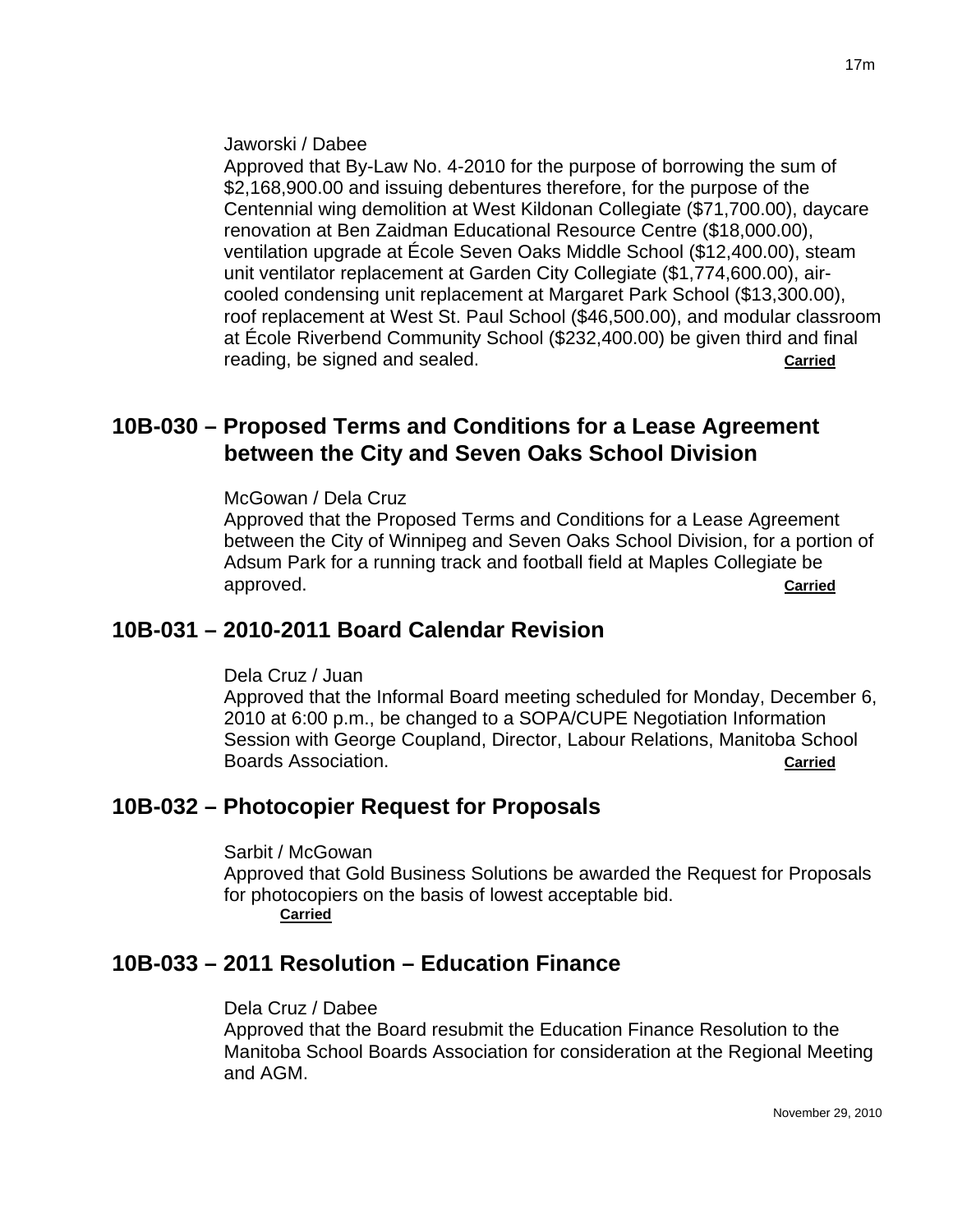Jaworski / Dabee
Approved that By-Law No. 4-2010 for the purpose of borrowing the sum of $2,168,900.00 and issuing debentures therefore, for the purpose of the Centennial wing demolition at West Kildonan Collegiate ($71,700.00), daycare renovation at Ben Zaidman Educational Resource Centre ($18,000.00), ventilation upgrade at École Seven Oaks Middle School ($12,400.00), steam unit ventilator replacement at Garden City Collegiate ($1,774,600.00), air-cooled condensing unit replacement at Margaret Park School ($13,300.00), roof replacement at West St. Paul School ($46,500.00), and modular classroom at École Riverbend Community School ($232,400.00) be given third and final reading, be signed and sealed. **Carried**

## 10B-030 – Proposed Terms and Conditions for a Lease Agreement between the City and Seven Oaks School Division

McGowan / Dela Cruz
Approved that the Proposed Terms and Conditions for a Lease Agreement between the City of Winnipeg and Seven Oaks School Division, for a portion of Adsum Park for a running track and football field at Maples Collegiate be approved. **Carried**

## 10B-031 – 2010-2011 Board Calendar Revision

Dela Cruz / Juan
Approved that the Informal Board meeting scheduled for Monday, December 6, 2010 at 6:00 p.m., be changed to a SOPA/CUPE Negotiation Information Session with George Coupland, Director, Labour Relations, Manitoba School Boards Association. **Carried**

## 10B-032 – Photocopier Request for Proposals

Sarbit / McGowan
Approved that Gold Business Solutions be awarded the Request for Proposals for photocopiers on the basis of lowest acceptable bid.
**Carried**

## 10B-033 – 2011 Resolution – Education Finance

Dela Cruz / Dabee
Approved that the Board resubmit the Education Finance Resolution to the Manitoba School Boards Association for consideration at the Regional Meeting and AGM.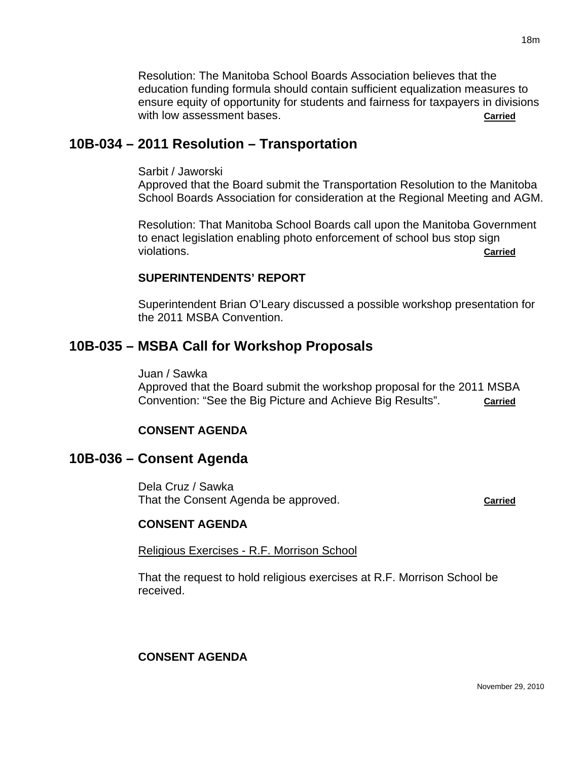Resolution: The Manitoba School Boards Association believes that the education funding formula should contain sufficient equalization measures to ensure equity of opportunity for students and fairness for taxpayers in divisions with low assessment bases. **Carried**

## 10B-034 – 2011 Resolution – Transportation

Sarbit / Jaworski
Approved that the Board submit the Transportation Resolution to the Manitoba School Boards Association for consideration at the Regional Meeting and AGM.

Resolution: That Manitoba School Boards call upon the Manitoba Government to enact legislation enabling photo enforcement of school bus stop sign violations. **Carried**

**SUPERINTENDENTS' REPORT**

Superintendent Brian O'Leary discussed a possible workshop presentation for the 2011 MSBA Convention.

## 10B-035 – MSBA Call for Workshop Proposals

Juan / Sawka
Approved that the Board submit the workshop proposal for the 2011 MSBA Convention: "See the Big Picture and Achieve Big Results". **Carried**

**CONSENT AGENDA**

## 10B-036 – Consent Agenda

Dela Cruz / Sawka
That the Consent Agenda be approved. **Carried**

**CONSENT AGENDA**

Religious Exercises - R.F. Morrison School

That the request to hold religious exercises at R.F. Morrison School be received.

**CONSENT AGENDA**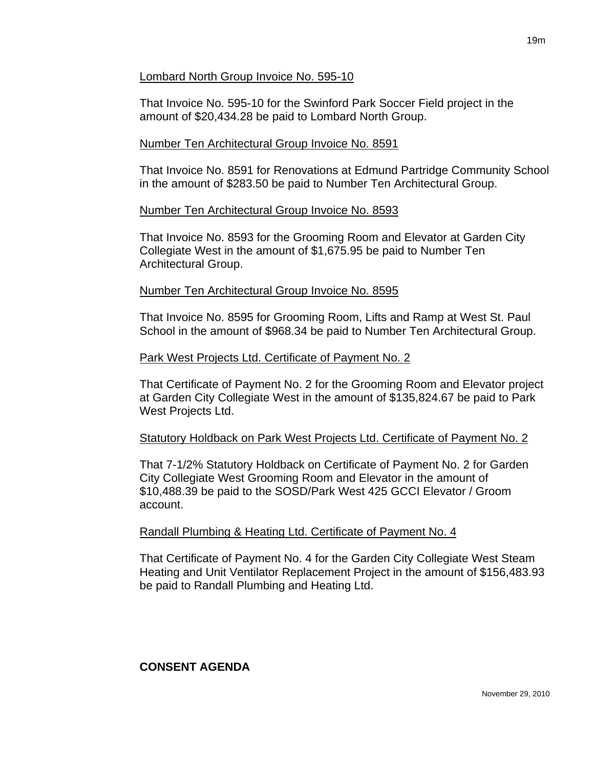Lombard North Group Invoice No. 595-10

That Invoice No. 595-10 for the Swinford Park Soccer Field project in the amount of $20,434.28 be paid to Lombard North Group.

Number Ten Architectural Group Invoice No. 8591

That Invoice No. 8591 for Renovations at Edmund Partridge Community School in the amount of $283.50 be paid to Number Ten Architectural Group.

Number Ten Architectural Group Invoice No. 8593

That Invoice No. 8593 for the Grooming Room and Elevator at Garden City Collegiate West in the amount of $1,675.95 be paid to Number Ten Architectural Group.

Number Ten Architectural Group Invoice No. 8595

That Invoice No. 8595 for Grooming Room, Lifts and Ramp at West St. Paul School in the amount of $968.34 be paid to Number Ten Architectural Group.

Park West Projects Ltd. Certificate of Payment No. 2

That Certificate of Payment No. 2 for the Grooming Room and Elevator project at Garden City Collegiate West in the amount of $135,824.67 be paid to Park West Projects Ltd.

Statutory Holdback on Park West Projects Ltd. Certificate of Payment No. 2

That 7-1/2% Statutory Holdback on Certificate of Payment No. 2 for Garden City Collegiate West Grooming Room and Elevator in the amount of $10,488.39 be paid to the SOSD/Park West 425 GCCI Elevator / Groom account.

Randall Plumbing & Heating Ltd. Certificate of Payment No. 4

That Certificate of Payment No. 4 for the Garden City Collegiate West Steam Heating and Unit Ventilator Replacement Project in the amount of $156,483.93 be paid to Randall Plumbing and Heating Ltd.

**CONSENT AGENDA**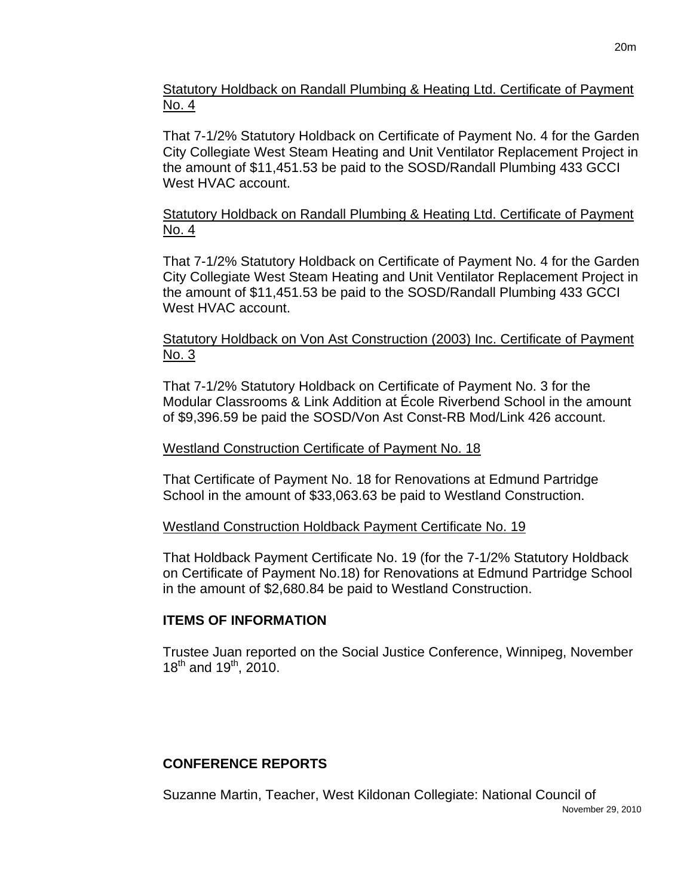Statistical Holdback on Randall Plumbing & Heating Ltd. Certificate of Payment No. 4

That 7-1/2% Statutory Holdback on Certificate of Payment No. 4 for the Garden City Collegiate West Steam Heating and Unit Ventilator Replacement Project in the amount of $11,451.53 be paid to the SOSD/Randall Plumbing 433 GCCI West HVAC account.

Statutory Holdback on Randall Plumbing & Heating Ltd. Certificate of Payment No. 4

That 7-1/2% Statutory Holdback on Certificate of Payment No. 4 for the Garden City Collegiate West Steam Heating and Unit Ventilator Replacement Project in the amount of $11,451.53 be paid to the SOSD/Randall Plumbing 433 GCCI West HVAC account.

Statutory Holdback on Von Ast Construction (2003) Inc. Certificate of Payment No. 3

That 7-1/2% Statutory Holdback on Certificate of Payment No. 3 for the Modular Classrooms & Link Addition at École Riverbend School in the amount of $9,396.59 be paid the SOSD/Von Ast Const-RB Mod/Link 426 account.

Westland Construction Certificate of Payment No. 18

That Certificate of Payment No. 18 for Renovations at Edmund Partridge School in the amount of $33,063.63 be paid to Westland Construction.

Westland Construction Holdback Payment Certificate No. 19

That Holdback Payment Certificate No. 19 (for the 7-1/2% Statutory Holdback on Certificate of Payment No.18) for Renovations at Edmund Partridge School in the amount of $2,680.84 be paid to Westland Construction.

**ITEMS OF INFORMATION**

Trustee Juan reported on the Social Justice Conference, Winnipeg, November 18th and 19th, 2010.

**CONFERENCE REPORTS**

Suzanne Martin, Teacher, West Kildonan Collegiate: National Council of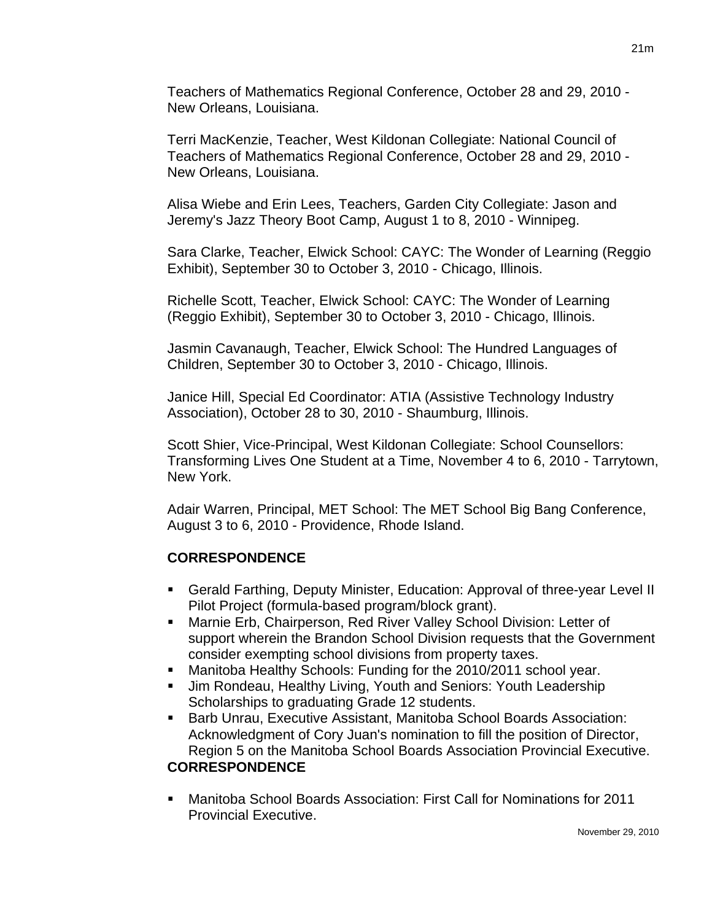Teachers of Mathematics Regional Conference, October 28 and 29, 2010 - New Orleans, Louisiana.

Terri MacKenzie, Teacher, West Kildonan Collegiate: National Council of Teachers of Mathematics Regional Conference, October 28 and 29, 2010 - New Orleans, Louisiana.

Alisa Wiebe and Erin Lees, Teachers, Garden City Collegiate: Jason and Jeremy's Jazz Theory Boot Camp, August 1 to 8, 2010 - Winnipeg.

Sara Clarke, Teacher, Elwick School: CAYC: The Wonder of Learning (Reggio Exhibit), September 30 to October 3, 2010 - Chicago, Illinois.

Richelle Scott, Teacher, Elwick School: CAYC: The Wonder of Learning (Reggio Exhibit), September 30 to October 3, 2010 - Chicago, Illinois.

Jasmin Cavanaugh, Teacher, Elwick School: The Hundred Languages of Children, September 30 to October 3, 2010 - Chicago, Illinois.

Janice Hill, Special Ed Coordinator: ATIA (Assistive Technology Industry Association), October 28 to 30, 2010 - Shaumburg, Illinois.

Scott Shier, Vice-Principal, West Kildonan Collegiate: School Counsellors: Transforming Lives One Student at a Time, November 4 to 6, 2010 - Tarrytown, New York.

Adair Warren, Principal, MET School: The MET School Big Bang Conference, August 3 to 6, 2010 - Providence, Rhode Island.

**CORRESPONDENCE**

- Gerald Farthing, Deputy Minister, Education: Approval of three-year Level II Pilot Project (formula-based program/block grant).
- Marnie Erb, Chairperson, Red River Valley School Division: Letter of support wherein the Brandon School Division requests that the Government consider exempting school divisions from property taxes.
- Manitoba Healthy Schools: Funding for the 2010/2011 school year.
- Jim Rondeau, Healthy Living, Youth and Seniors: Youth Leadership Scholarships to graduating Grade 12 students.
- Barb Unrau, Executive Assistant, Manitoba School Boards Association: Acknowledgment of Cory Juan's nomination to fill the position of Director, Region 5 on the Manitoba School Boards Association Provincial Executive.

**CORRESPONDENCE**

- Manitoba School Boards Association: First Call for Nominations for 2011 Provincial Executive.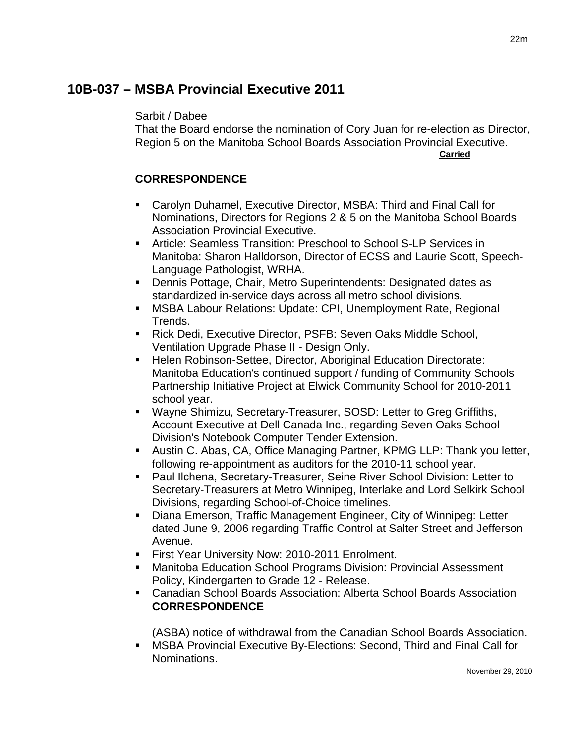## 10B-037 – MSBA Provincial Executive 2011

Sarbit / Dabee
That the Board endorse the nomination of Cory Juan for re-election as Director, Region 5 on the Manitoba School Boards Association Provincial Executive.

**Carried**

**CORRESPONDENCE**

- Carolyn Duhamel, Executive Director, MSBA: Third and Final Call for Nominations, Directors for Regions 2 & 5 on the Manitoba School Boards Association Provincial Executive.
- Article: Seamless Transition: Preschool to School S-LP Services in Manitoba: Sharon Halldorson, Director of ECSS and Laurie Scott, Speech-Language Pathologist, WRHA.
- Dennis Pottage, Chair, Metro Superintendents: Designated dates as standardized in-service days across all metro school divisions.
- MSBA Labour Relations: Update: CPI, Unemployment Rate, Regional Trends.
- Rick Dedi, Executive Director, PSFB: Seven Oaks Middle School, Ventilation Upgrade Phase II - Design Only.
- Helen Robinson-Settee, Director, Aboriginal Education Directorate: Manitoba Education's continued support / funding of Community Schools Partnership Initiative Project at Elwick Community School for 2010-2011 school year.
- Wayne Shimizu, Secretary-Treasurer, SOSD: Letter to Greg Griffiths, Account Executive at Dell Canada Inc., regarding Seven Oaks School Division's Notebook Computer Tender Extension.
- Austin C. Abas, CA, Office Managing Partner, KPMG LLP: Thank you letter, following re-appointment as auditors for the 2010-11 school year.
- Paul Ilchena, Secretary-Treasurer, Seine River School Division: Letter to Secretary-Treasurers at Metro Winnipeg, Interlake and Lord Selkirk School Divisions, regarding School-of-Choice timelines.
- Diana Emerson, Traffic Management Engineer, City of Winnipeg: Letter dated June 9, 2006 regarding Traffic Control at Salter Street and Jefferson Avenue.
- First Year University Now: 2010-2011 Enrolment.
- Manitoba Education School Programs Division: Provincial Assessment Policy, Kindergarten to Grade 12 - Release.
- Canadian School Boards Association: Alberta School Boards Association **CORRESPONDENCE**

  (ASBA) notice of withdrawal from the Canadian School Boards Association.
- MSBA Provincial Executive By-Elections: Second, Third and Final Call for Nominations.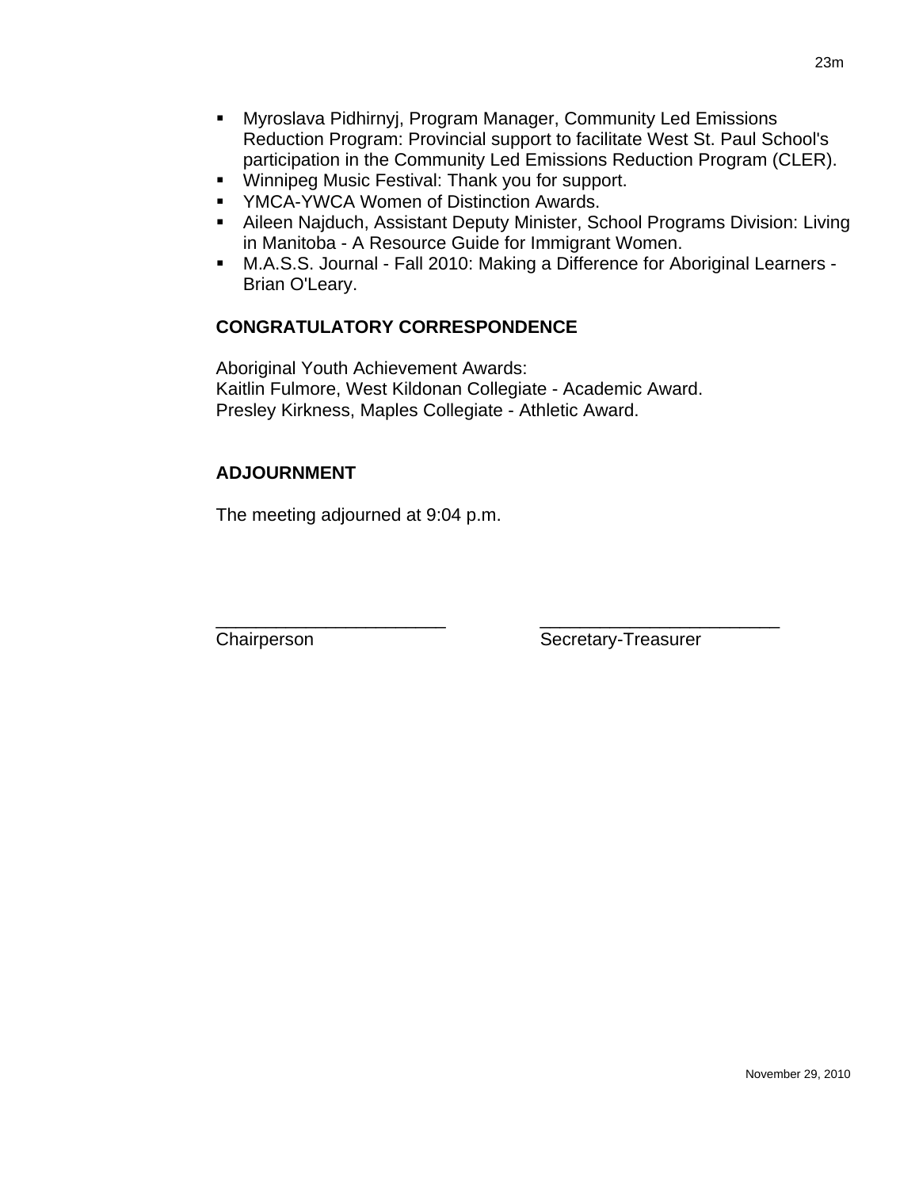- Myroslava Pidhirnyj, Program Manager, Community Led Emissions Reduction Program: Provincial support to facilitate West St. Paul School's participation in the Community Led Emissions Reduction Program (CLER).
- Winnipeg Music Festival: Thank you for support.
- YMCA-YWCA Women of Distinction Awards.
- Aileen Najduch, Assistant Deputy Minister, School Programs Division: Living in Manitoba - A Resource Guide for Immigrant Women.
- M.A.S.S. Journal - Fall 2010: Making a Difference for Aboriginal Learners - Brian O'Leary.

**CONGRATULATORY CORRESPONDENCE**

Aboriginal Youth Achievement Awards:
Kaitlin Fulmore, West Kildonan Collegiate - Academic Award.
Presley Kirkness, Maples Collegiate - Athletic Award.

**ADJOURNMENT**

The meeting adjourned at 9:04 p.m.

_______________________ _________________________
Chairperson Secretary-Treasurer